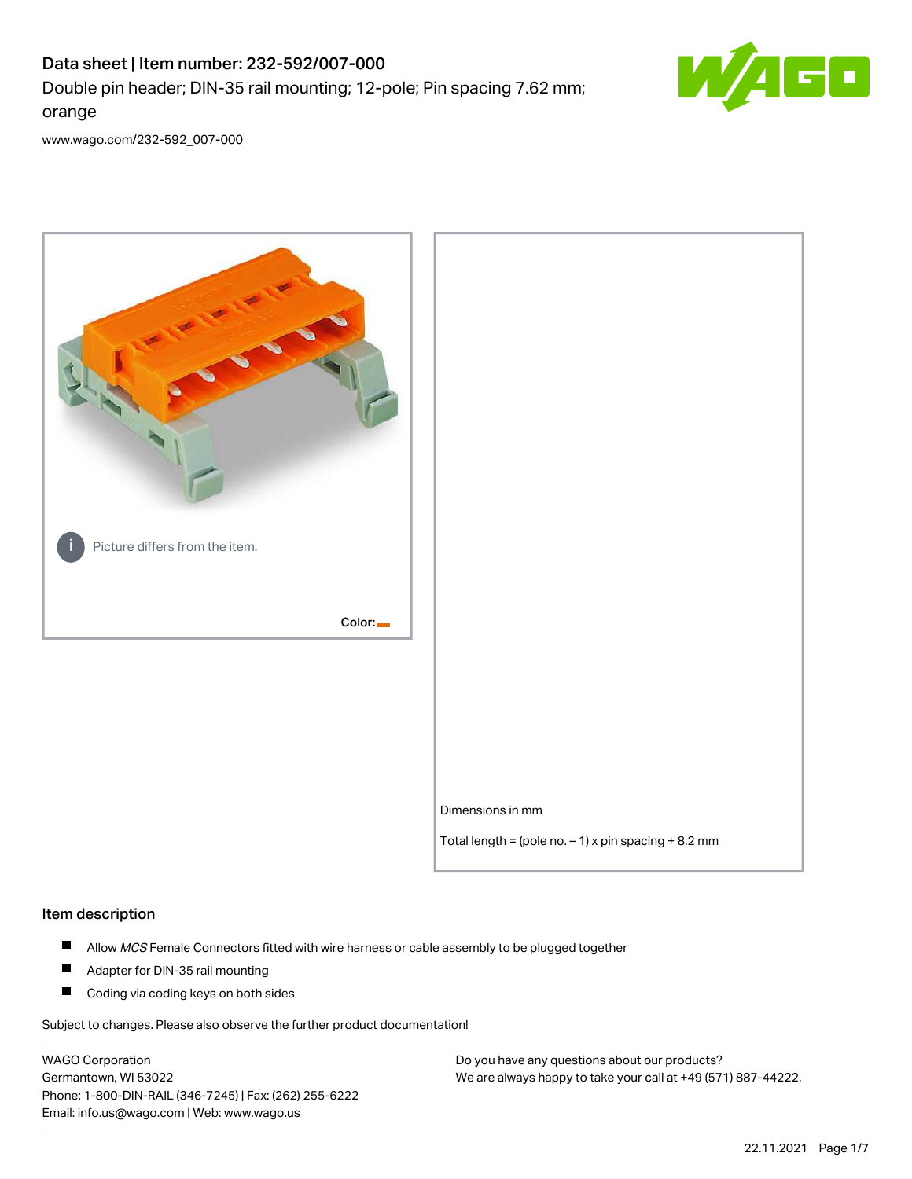# Data sheet | Item number: 232-592/007-000

Double pin header; DIN-35 rail mounting; 12-pole; Pin spacing 7.62 mm; orange

www.wago.com/232-592_007-000

Picture differs from the item.

Color:

Dimensions in mm

Total length = (pole no. – 1) x pin spacing + 8.2 mm

## Item description

- Allow *MCS* Female Connectors fitted with wire harness or cable assembly to be plugged together
- Adapter for DIN-35 rail mounting
- Coding via coding keys on both sides

Subject to changes. Please also observe the further product documentation!

WAGO Corporation
Germantown, WI 53022
Phone: 1-800-DIN-RAIL (346-7245) | Fax: (262) 255-6222
Email: info.us@wago.com | Web: www.wago.us

Do you have any questions about our products?
We are always happy to take your call at +49 (571) 887-44222.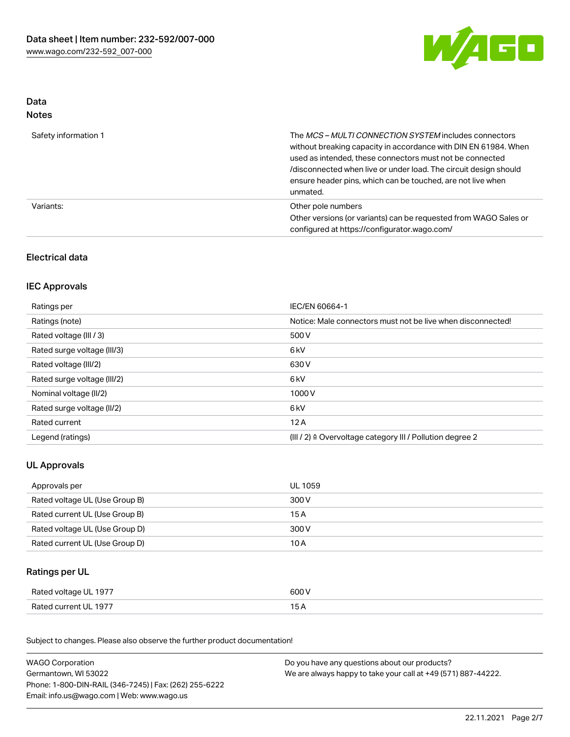## Data

### Notes

| | |
|---|---|
| Safety information 1 | The *MCS – MULTI CONNECTION SYSTEM* includes connectors without breaking capacity in accordance with DIN EN 61984. When used as intended, these connectors must not be connected /disconnected when live or under load. The circuit design should ensure header pins, which can be touched, are not live when unmated. |
| Variants: | Other pole numbers<br>Other versions (or variants) can be requested from WAGO Sales or configured at https://configurator.wago.com/ |

## Electrical data

### IEC Approvals

| | |
|---|---|
| Ratings per | IEC/EN 60664-1 |
| Ratings (note) | Notice: Male connectors must not be live when disconnected! |
| Rated voltage (III / 3) | 500 V |
| Rated surge voltage (III/3) | 6 kV |
| Rated voltage (III/2) | 630 V |
| Rated surge voltage (III/2) | 6 kV |
| Nominal voltage (II/2) | 1000 V |
| Rated surge voltage (II/2) | 6 kV |
| Rated current | 12 A |
| Legend (ratings) | (III / 2) ≙ Overvoltage category III / Pollution degree 2 |

### UL Approvals

| | |
|---|---|
| Approvals per | UL 1059 |
| Rated voltage UL (Use Group B) | 300 V |
| Rated current UL (Use Group B) | 15 A |
| Rated voltage UL (Use Group D) | 300 V |
| Rated current UL (Use Group D) | 10 A |

### Ratings per UL

| | |
|---|---|
| Rated voltage UL 1977 | 600 V |
| Rated current UL 1977 | 15 A |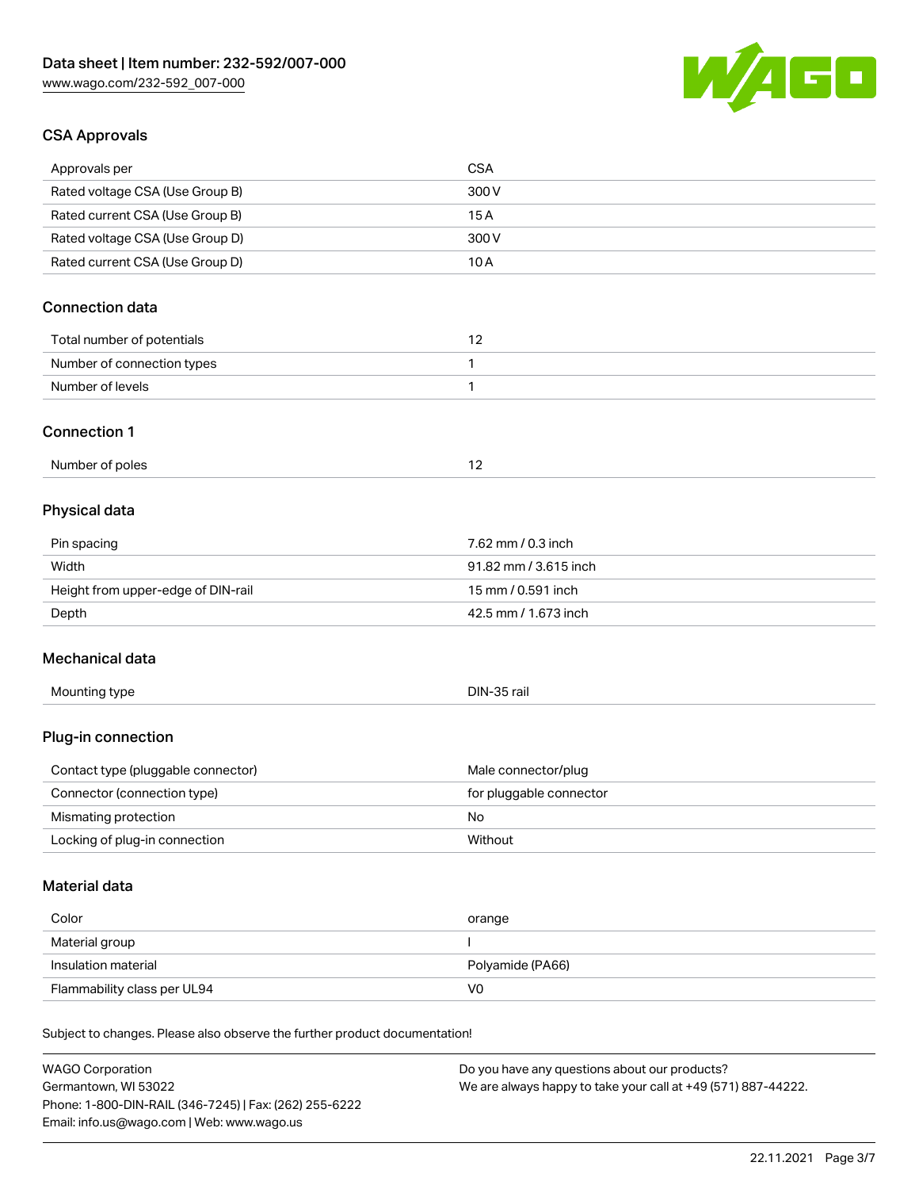## CSA Approvals

| | |
|---|---|
| Approvals per | CSA |
| Rated voltage CSA (Use Group B) | 300 V |
| Rated current CSA (Use Group B) | 15 A |
| Rated voltage CSA (Use Group D) | 300 V |
| Rated current CSA (Use Group D) | 10 A |

## Connection data

| | |
|---|---|
| Total number of potentials | 12 |
| Number of connection types | 1 |
| Number of levels | 1 |

## Connection 1

| | |
|---|---|
| Number of poles | 12 |

## Physical data

| | |
|---|---|
| Pin spacing | 7.62 mm / 0.3 inch |
| Width | 91.82 mm / 3.615 inch |
| Height from upper-edge of DIN-rail | 15 mm / 0.591 inch |
| Depth | 42.5 mm / 1.673 inch |

## Mechanical data

| | |
|---|---|
| Mounting type | DIN-35 rail |

## Plug-in connection

| | |
|---|---|
| Contact type (pluggable connector) | Male connector/plug |
| Connector (connection type) | for pluggable connector |
| Mismating protection | No |
| Locking of plug-in connection | Without |

## Material data

| | |
|---|---|
| Color | orange |
| Material group | I |
| Insulation material | Polyamide (PA66) |
| Flammability class per UL94 | V0 |

Subject to changes. Please also observe the further product documentation!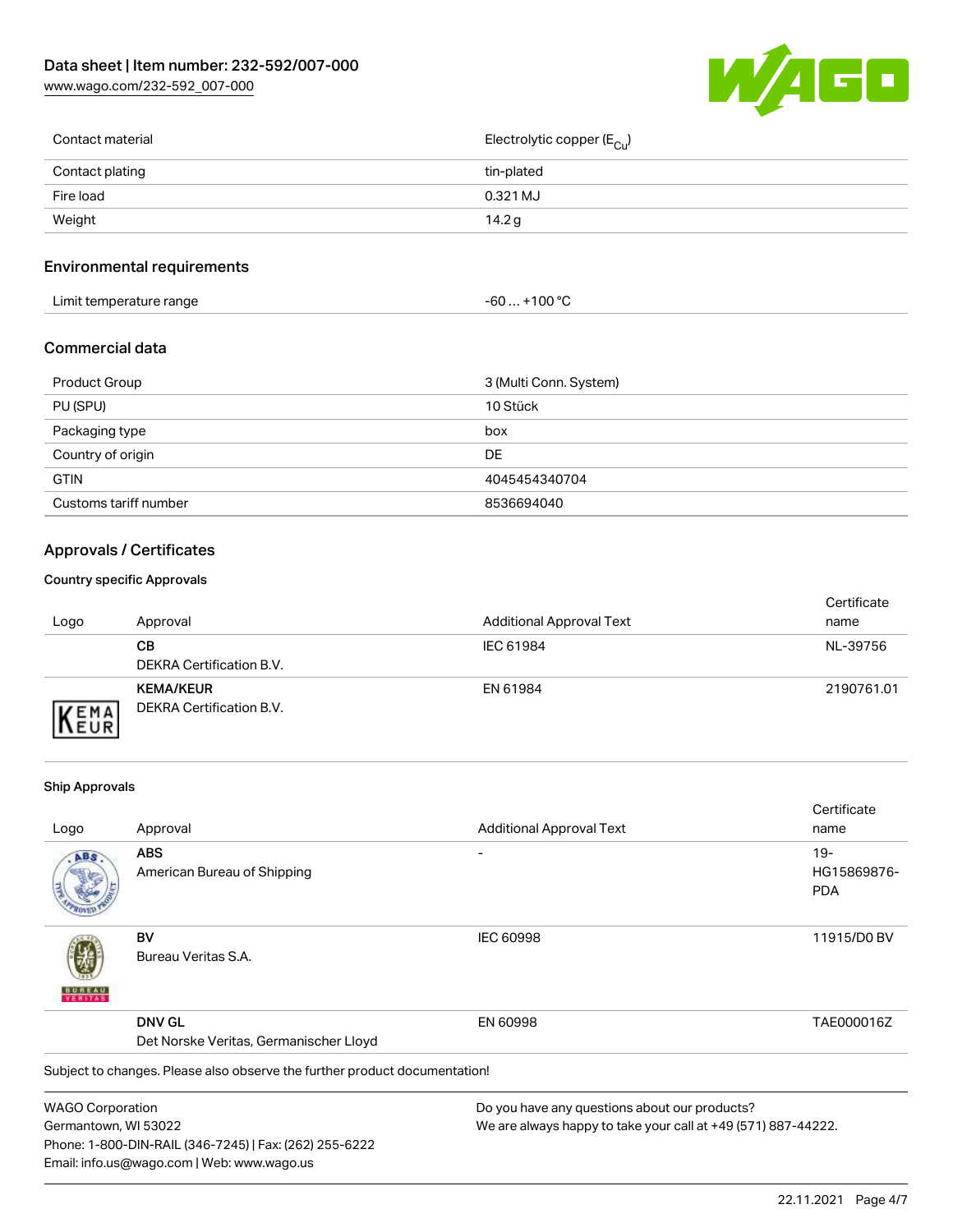| Contact material | Electrolytic copper ($E_{Cu}$) |
| --- | --- |
| Contact plating | tin-plated |
| Fire load | 0.321 MJ |
| Weight | 14.2 g |

## Environmental requirements

| Limit temperature range | -60 … +100 °C |
| --- | --- |

## Commercial data

| Product Group | 3 (Multi Conn. System) |
| --- | --- |
| PU (SPU) | 10 Stück |
| Packaging type | box |
| Country of origin | DE |
| GTIN | 4045454340704 |
| Customs tariff number | 8536694040 |

## Approvals / Certificates

### Country specific Approvals

| Logo | Approval | Additional Approval Text | Certificate name |
| --- | --- | --- | --- |
| | **CB** DEKRA Certification B.V. | IEC 61984 | NL-39756 |
| | **KEMA/KEUR** DEKRA Certification B.V. | EN 61984 | 2190761.01 |

### Ship Approvals

| Logo | Approval | Additional Approval Text | Certificate name |
| --- | --- | --- | --- |
| | **ABS** American Bureau of Shipping | - | 19-HG15869876-PDA |
| | **BV** Bureau Veritas S.A. | IEC 60998 | 11915/D0 BV |
| | **DNV GL** Det Norske Veritas, Germanischer Lloyd | EN 60998 | TAE000016Z |

Subject to changes. Please also observe the further product documentation!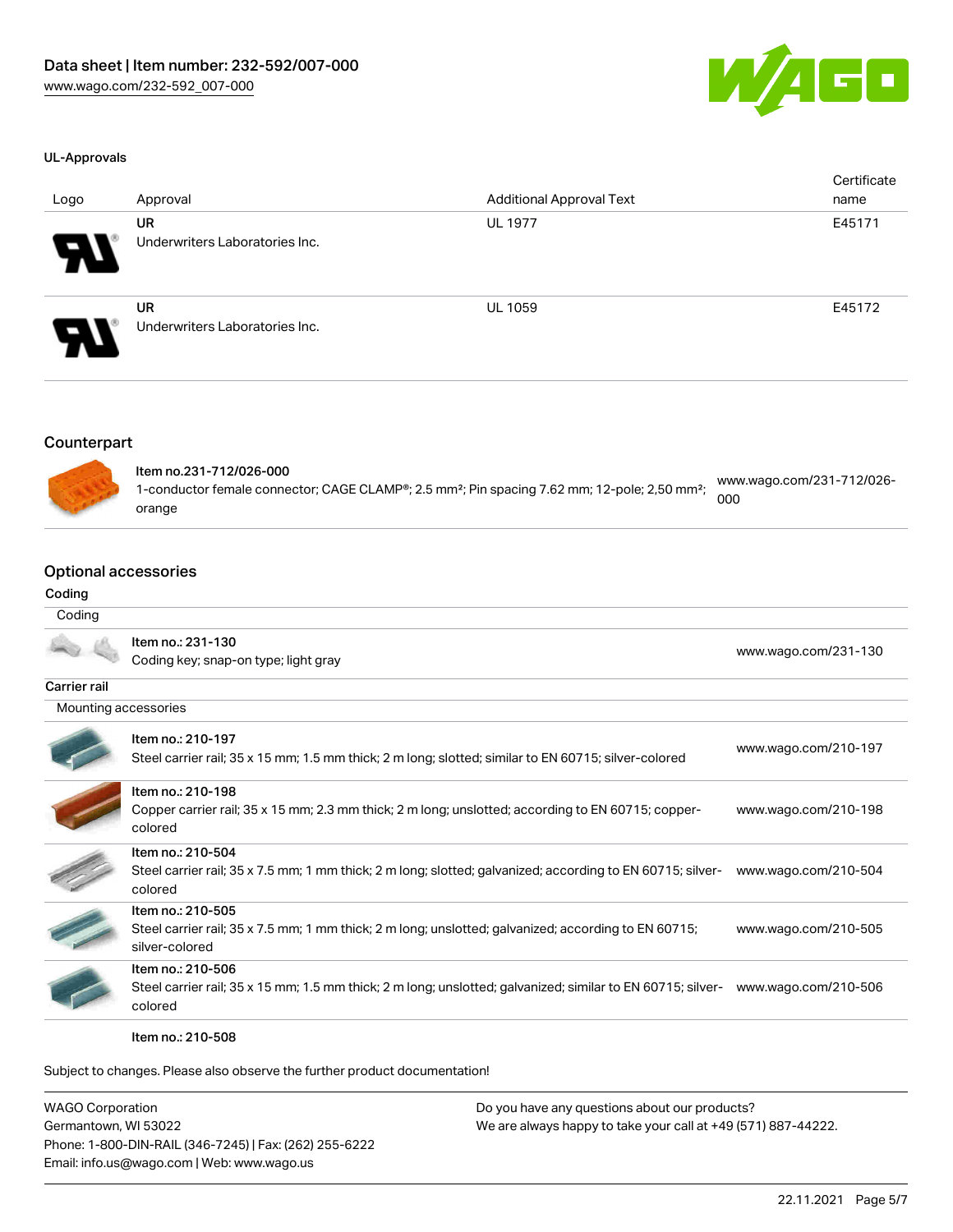### UL-Approvals

| Logo | Approval | Additional Approval Text | Certificate name |
| --- | --- | --- | --- |
| | **UR** Underwriters Laboratories Inc. | UL 1977 | E45171 |
| | **UR** Underwriters Laboratories Inc. | UL 1059 | E45172 |

## Counterpart

| | | |
| --- | --- | --- |
| | Item no.231-712/026-000 1-conductor female connector; CAGE CLAMP®; 2.5 mm²; Pin spacing 7.62 mm; 12-pole; 2,50 mm²; orange | www.wago.com/231-712/026-000 |

## Optional accessories

### Coding

| Coding | | |
| --- | --- | --- |
| | Item no.: 231-130 Coding key; snap-on type; light gray | www.wago.com/231-130 |

### Carrier rail

| Mounting accessories | | |
| --- | --- | --- |
| | Item no.: 210-197 Steel carrier rail; 35 x 15 mm; 1.5 mm thick; 2 m long; slotted; similar to EN 60715; silver-colored | www.wago.com/210-197 |
| | Item no.: 210-198 Copper carrier rail; 35 x 15 mm; 2.3 mm thick; 2 m long; unslotted; according to EN 60715; copper-colored | www.wago.com/210-198 |
| | Item no.: 210-504 Steel carrier rail; 35 x 7.5 mm; 1 mm thick; 2 m long; slotted; galvanized; according to EN 60715; silver-colored | www.wago.com/210-504 |
| | Item no.: 210-505 Steel carrier rail; 35 x 7.5 mm; 1 mm thick; 2 m long; unslotted; galvanized; according to EN 60715; silver-colored | www.wago.com/210-505 |
| | Item no.: 210-506 Steel carrier rail; 35 x 15 mm; 1.5 mm thick; 2 m long; unslotted; galvanized; similar to EN 60715; silver-colored | www.wago.com/210-506 |
| | Item no.: 210-508 | |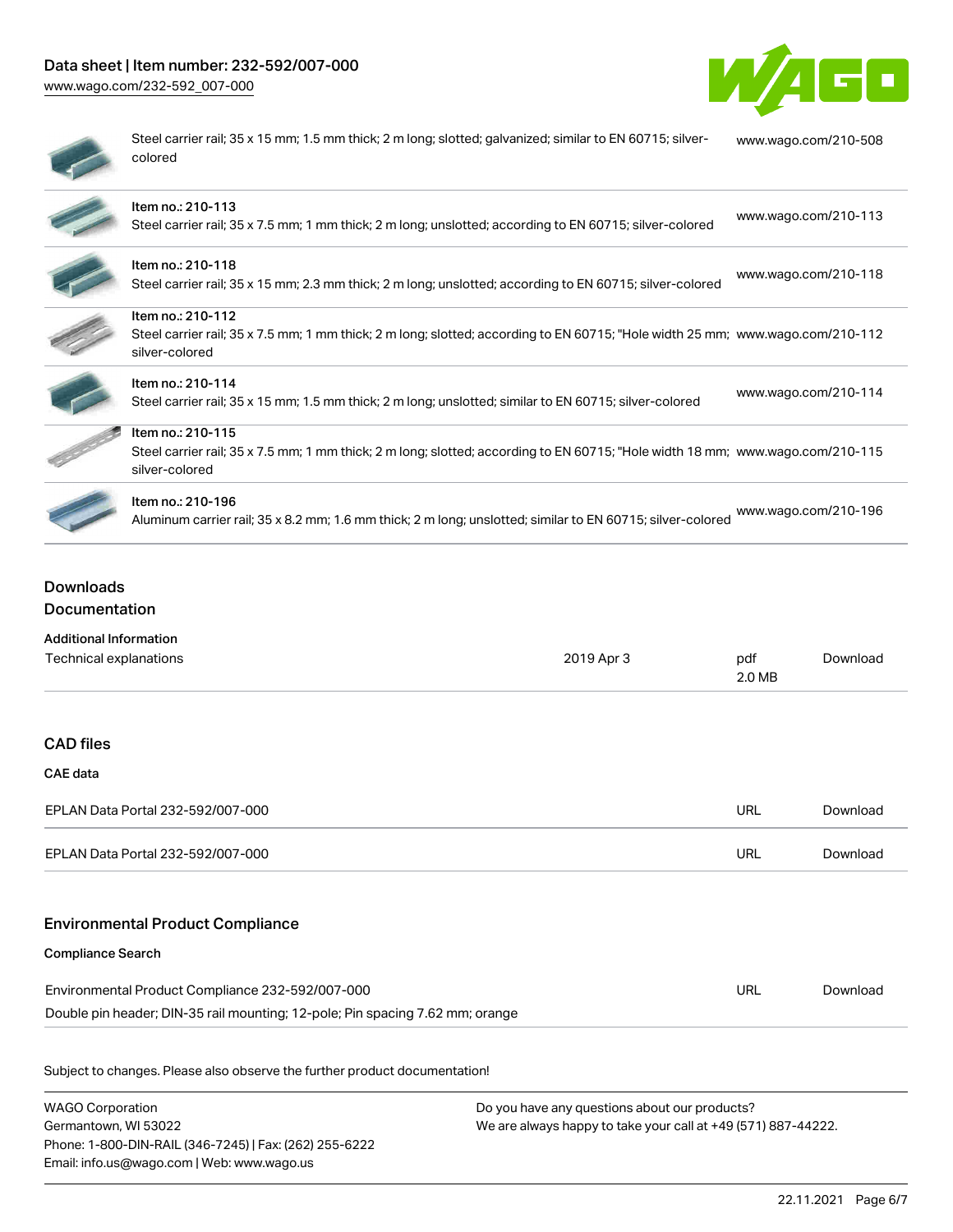| | | |
|---|---|---|
| | Steel carrier rail; 35 x 15 mm; 1.5 mm thick; 2 m long; slotted; galvanized; similar to EN 60715; silver-colored | www.wago.com/210-508 |
| | Item no.: 210-113<br>Steel carrier rail; 35 x 7.5 mm; 1 mm thick; 2 m long; unslotted; according to EN 60715; silver-colored | www.wago.com/210-113 |
| | Item no.: 210-118<br>Steel carrier rail; 35 x 15 mm; 2.3 mm thick; 2 m long; unslotted; according to EN 60715; silver-colored | www.wago.com/210-118 |
| | Item no.: 210-112<br>Steel carrier rail; 35 x 7.5 mm; 1 mm thick; 2 m long; slotted; according to EN 60715; "Hole width 25 mm; silver-colored | www.wago.com/210-112 |
| | Item no.: 210-114<br>Steel carrier rail; 35 x 15 mm; 1.5 mm thick; 2 m long; unslotted; similar to EN 60715; silver-colored | www.wago.com/210-114 |
| | Item no.: 210-115<br>Steel carrier rail; 35 x 7.5 mm; 1 mm thick; 2 m long; slotted; according to EN 60715; "Hole width 18 mm; silver-colored | www.wago.com/210-115 |
| | Item no.: 210-196<br>Aluminum carrier rail; 35 x 8.2 mm; 1.6 mm thick; 2 m long; unslotted; similar to EN 60715; silver-colored | www.wago.com/210-196 |

## Downloads

### Documentation

**Additional Information**

| | | | |
|---|---|---|---|
| Technical explanations | 2019 Apr 3 | pdf<br>2.0 MB | Download |

### CAD files

**CAE data**

| | | |
|---|---|---|
| EPLAN Data Portal 232-592/007-000 | URL | Download |
| EPLAN Data Portal 232-592/007-000 | URL | Download |

### Environmental Product Compliance

**Compliance Search**

| | | |
|---|---|---|
| Environmental Product Compliance 232-592/007-000<br>Double pin header; DIN-35 rail mounting; 12-pole; Pin spacing 7.62 mm; orange | URL | Download |

Subject to changes. Please also observe the further product documentation!

WAGO Corporation
Germantown, WI 53022
Phone: 1-800-DIN-RAIL (346-7245) | Fax: (262) 255-6222
Email: info.us@wago.com | Web: www.wago.us

Do you have any questions about our products?
We are always happy to take your call at +49 (571) 887-44222.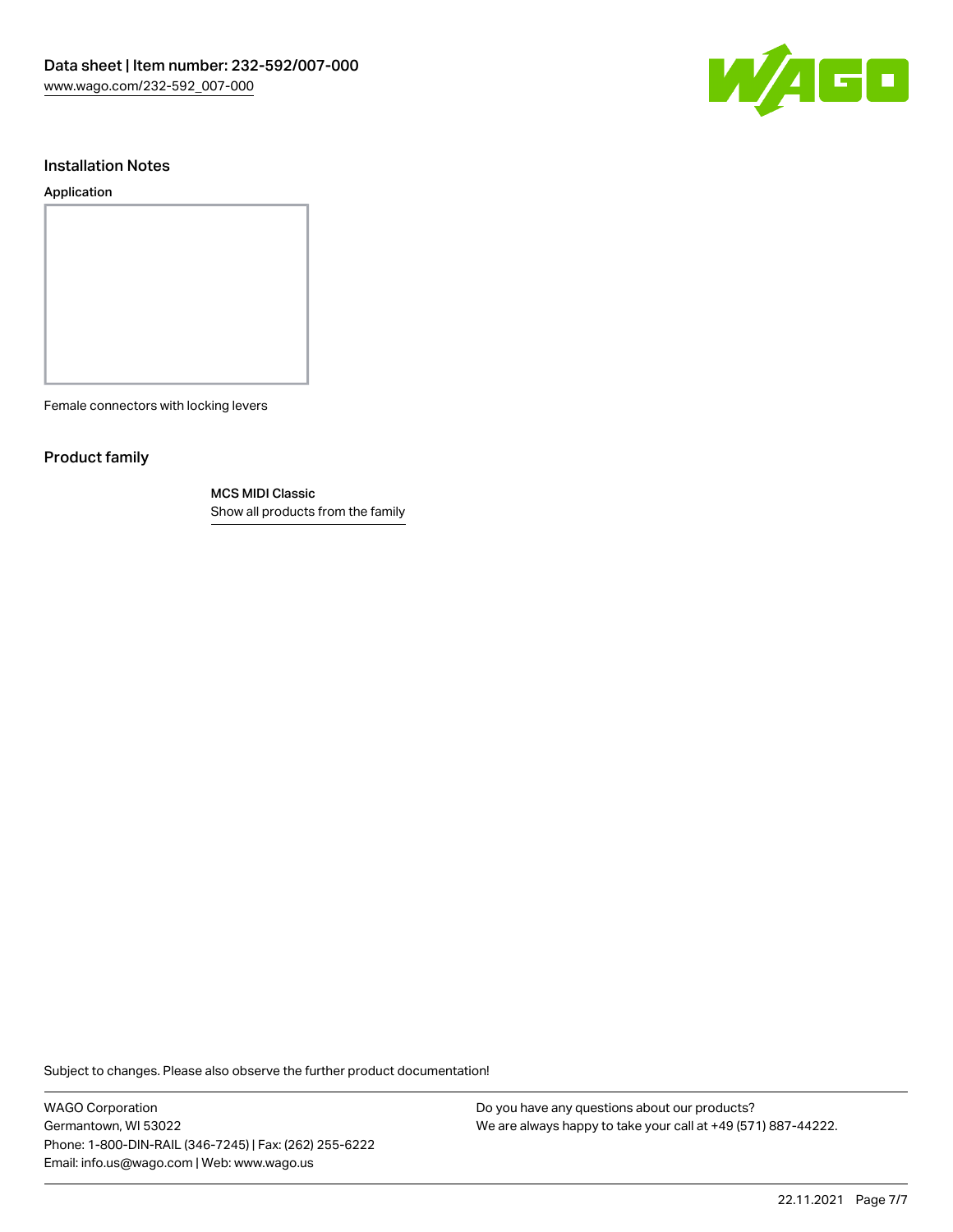## Installation Notes

### Application

Female connectors with locking levers

## Product family

MCS MIDI Classic
Show all products from the family

Subject to changes. Please also observe the further product documentation!

WAGO Corporation
Germantown, WI 53022
Phone: 1-800-DIN-RAIL (346-7245) | Fax: (262) 255-6222
Email: info.us@wago.com | Web: www.wago.us

Do you have any questions about our products?
We are always happy to take your call at +49 (571) 887-44222.

22.11.2021